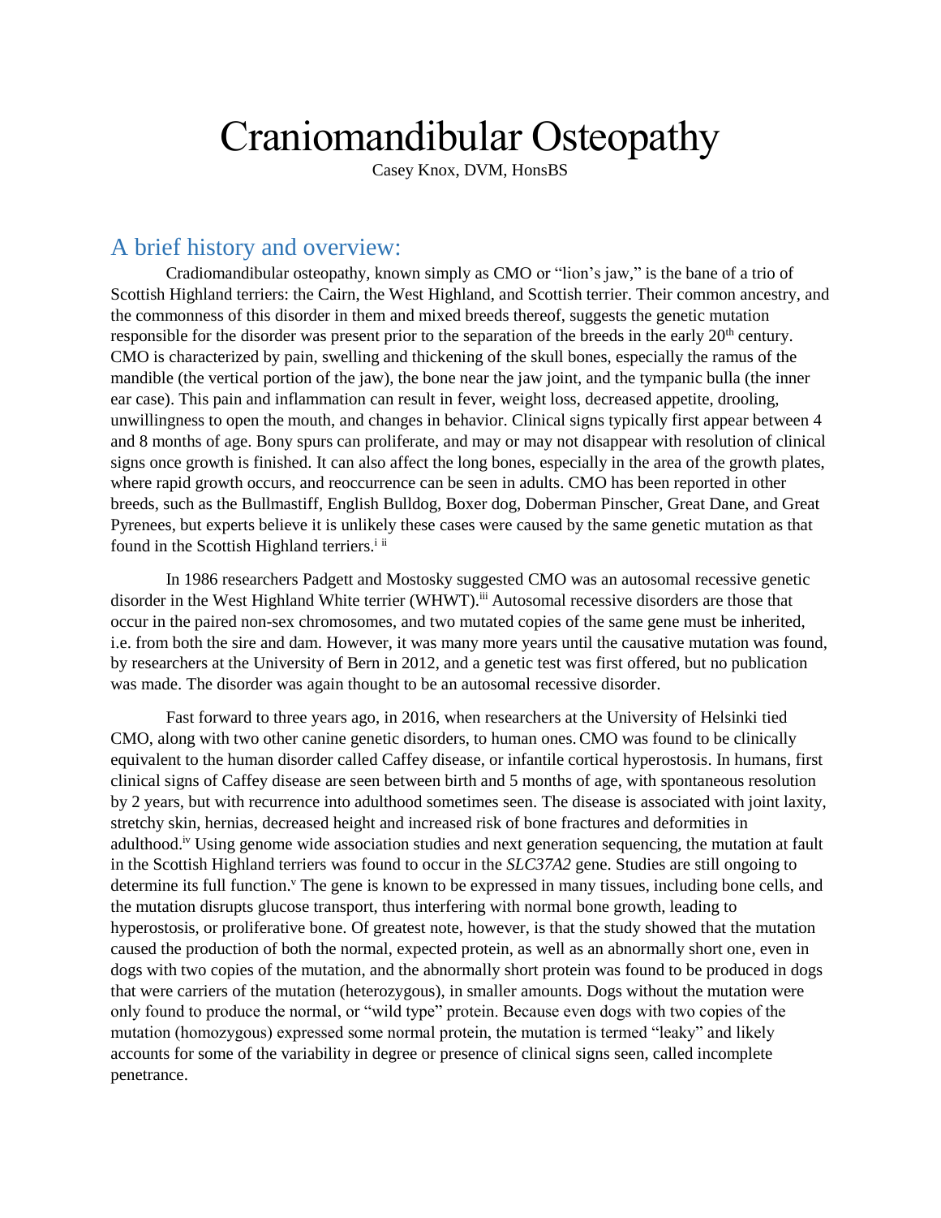// Transcription of page 1: CMO article by Casey Knox
# Craniomandibular Osteopathy

Casey Knox, DVM, HonsBS

## A brief history and overview:

Cradiomandibular osteopathy, known simply as CMO or "lion's jaw," is the bane of a trio of Scottish Highland terriers: the Cairn, the West Highland, and Scottish terrier. Their common ancestry, and the commonness of this disorder in them and mixed breeds thereof, suggests the genetic mutation responsible for the disorder was present prior to the separation of the breeds in the early 20th century. CMO is characterized by pain, swelling and thickening of the skull bones, especially the ramus of the mandible (the vertical portion of the jaw), the bone near the jaw joint, and the tympanic bulla (the inner ear case). This pain and inflammation can result in fever, weight loss, decreased appetite, drooling, unwillingness to open the mouth, and changes in behavior. Clinical signs typically first appear between 4 and 8 months of age. Bony spurs can proliferate, and may or may not disappear with resolution of clinical signs once growth is finished. It can also affect the long bones, especially in the area of the growth plates, where rapid growth occurs, and reoccurrence can be seen in adults. CMO has been reported in other breeds, such as the Bullmastiff, English Bulldog, Boxer dog, Doberman Pinscher, Great Dane, and Great Pyrenees, but experts believe it is unlikely these cases were caused by the same genetic mutation as that found in the Scottish Highland terriers.[i] [ii]

In 1986 researchers Padgett and Mostosky suggested CMO was an autosomal recessive genetic disorder in the West Highland White terrier (WHWT).[iii] Autosomal recessive disorders are those that occur in the paired non-sex chromosomes, and two mutated copies of the same gene must be inherited, i.e. from both the sire and dam. However, it was many more years until the causative mutation was found, by researchers at the University of Bern in 2012, and a genetic test was first offered, but no publication was made. The disorder was again thought to be an autosomal recessive disorder.

Fast forward to three years ago, in 2016, when researchers at the University of Helsinki tied CMO, along with two other canine genetic disorders, to human ones. CMO was found to be clinically equivalent to the human disorder called Caffey disease, or infantile cortical hyperostosis. In humans, first clinical signs of Caffey disease are seen between birth and 5 months of age, with spontaneous resolution by 2 years, but with recurrence into adulthood sometimes seen. The disease is associated with joint laxity, stretchy skin, hernias, decreased height and increased risk of bone fractures and deformities in adulthood.[iv] Using genome wide association studies and next generation sequencing, the mutation at fault in the Scottish Highland terriers was found to occur in the *SLC37A2* gene. Studies are still ongoing to determine its full function.[v] The gene is known to be expressed in many tissues, including bone cells, and the mutation disrupts glucose transport, thus interfering with normal bone growth, leading to hyperostosis, or proliferative bone. Of greatest note, however, is that the study showed that the mutation caused the production of both the normal, expected protein, as well as an abnormally short one, even in dogs with two copies of the mutation, and the abnormally short protein was found to be produced in dogs that were carriers of the mutation (heterozygous), in smaller amounts. Dogs without the mutation were only found to produce the normal, or "wild type" protein. Because even dogs with two copies of the mutation (homozygous) expressed some normal protein, the mutation is termed "leaky" and likely accounts for some of the variability in degree or presence of clinical signs seen, called incomplete penetrance.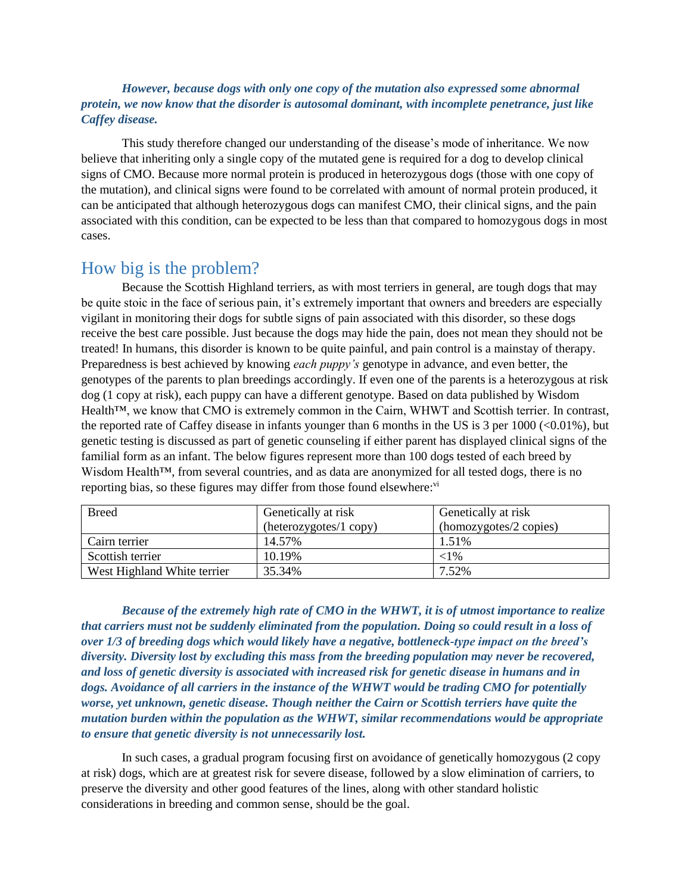***However, because dogs with only one copy of the mutation also expressed some abnormal protein, we now know that the disorder is autosomal dominant, with incomplete penetrance, just like Caffey disease.***

This study therefore changed our understanding of the disease's mode of inheritance. We now believe that inheriting only a single copy of the mutated gene is required for a dog to develop clinical signs of CMO. Because more normal protein is produced in heterozygous dogs (those with one copy of the mutation), and clinical signs were found to be correlated with amount of normal protein produced, it can be anticipated that although heterozygous dogs can manifest CMO, their clinical signs, and the pain associated with this condition, can be expected to be less than that compared to homozygous dogs in most cases.

## How big is the problem?

Because the Scottish Highland terriers, as with most terriers in general, are tough dogs that may be quite stoic in the face of serious pain, it's extremely important that owners and breeders are especially vigilant in monitoring their dogs for subtle signs of pain associated with this disorder, so these dogs receive the best care possible. Just because the dogs may hide the pain, does not mean they should not be treated! In humans, this disorder is known to be quite painful, and pain control is a mainstay of therapy. Preparedness is best achieved by knowing *each puppy's* genotype in advance, and even better, the genotypes of the parents to plan breedings accordingly. If even one of the parents is a heterozygous at risk dog (1 copy at risk), each puppy can have a different genotype. Based on data published by Wisdom Health™, we know that CMO is extremely common in the Cairn, WHWT and Scottish terrier. In contrast, the reported rate of Caffey disease in infants younger than 6 months in the US is 3 per 1000 (<0.01%), but genetic testing is discussed as part of genetic counseling if either parent has displayed clinical signs of the familial form as an infant. The below figures represent more than 100 dogs tested of each breed by Wisdom Health™, from several countries, and as data are anonymized for all tested dogs, there is no reporting bias, so these figures may differ from those found elsewhere:[vi]

| Breed | Genetically at risk (heterozygotes/1 copy) | Genetically at risk (homozygotes/2 copies) |
|---|---|---|
| Cairn terrier | 14.57% | 1.51% |
| Scottish terrier | 10.19% | <1% |
| West Highland White terrier | 35.34% | 7.52% |

***Because of the extremely high rate of CMO in the WHWT, it is of utmost importance to realize that carriers must not be suddenly eliminated from the population. Doing so could result in a loss of over 1/3 of breeding dogs which would likely have a negative, bottleneck-type impact on the breed's diversity. Diversity lost by excluding this mass from the breeding population may never be recovered, and loss of genetic diversity is associated with increased risk for genetic disease in humans and in dogs. Avoidance of all carriers in the instance of the WHWT would be trading CMO for potentially worse, yet unknown, genetic disease. Though neither the Cairn or Scottish terriers have quite the mutation burden within the population as the WHWT, similar recommendations would be appropriate to ensure that genetic diversity is not unnecessarily lost.***

In such cases, a gradual program focusing first on avoidance of genetically homozygous (2 copy at risk) dogs, which are at greatest risk for severe disease, followed by a slow elimination of carriers, to preserve the diversity and other good features of the lines, along with other standard holistic considerations in breeding and common sense, should be the goal.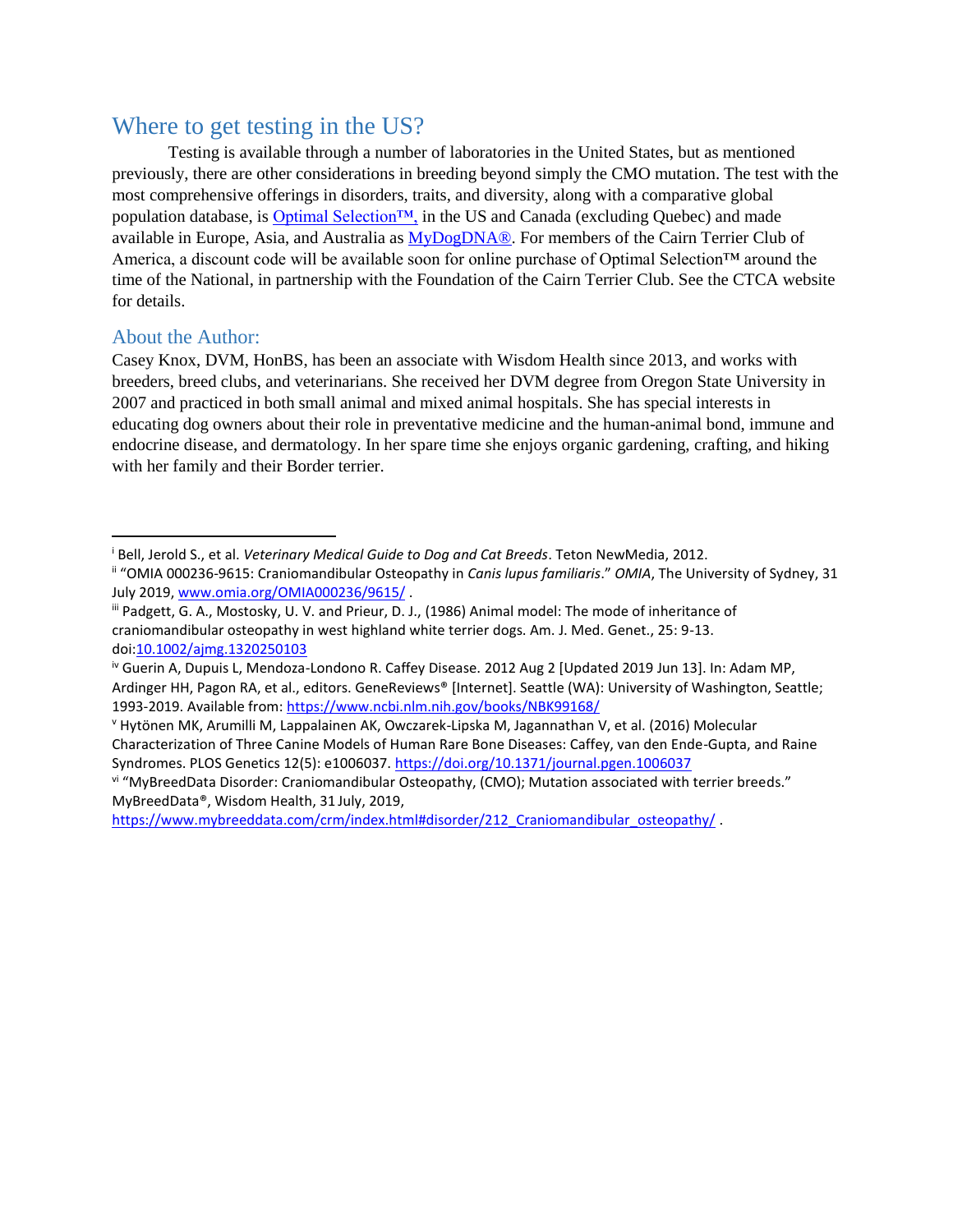## Where to get testing in the US?

Testing is available through a number of laboratories in the United States, but as mentioned previously, there are other considerations in breeding beyond simply the CMO mutation. The test with the most comprehensive offerings in disorders, traits, and diversity, along with a comparative global population database, is [Optimal Selection™,](#) in the US and Canada (excluding Quebec) and made available in Europe, Asia, and Australia as [MyDogDNA®](#). For members of the Cairn Terrier Club of America, a discount code will be available soon for online purchase of Optimal Selection™ around the time of the National, in partnership with the Foundation of the Cairn Terrier Club. See the CTCA website for details.

### About the Author:

Casey Knox, DVM, HonBS, has been an associate with Wisdom Health since 2013, and works with breeders, breed clubs, and veterinarians. She received her DVM degree from Oregon State University in 2007 and practiced in both small animal and mixed animal hospitals. She has special interests in educating dog owners about their role in preventative medicine and the human-animal bond, immune and endocrine disease, and dermatology. In her spare time she enjoys organic gardening, crafting, and hiking with her family and their Border terrier.

---

[i] Bell, Jerold S., et al. *Veterinary Medical Guide to Dog and Cat Breeds*. Teton NewMedia, 2012.

[ii] "OMIA 000236-9615: Craniomandibular Osteopathy in *Canis lupus familiaris*." *OMIA*, The University of Sydney, 31 July 2019, www.omia.org/OMIA000236/9615/ .

[iii] Padgett, G. A., Mostosky, U. V. and Prieur, D. J., (1986) Animal model: The mode of inheritance of craniomandibular osteopathy in west highland white terrier dogs. Am. J. Med. Genet., 25: 9-13. doi:10.1002/ajmg.1320250103

[iv] Guerin A, Dupuis L, Mendoza-Londono R. Caffey Disease. 2012 Aug 2 [Updated 2019 Jun 13]. In: Adam MP, Ardinger HH, Pagon RA, et al., editors. GeneReviews® [Internet]. Seattle (WA): University of Washington, Seattle; 1993-2019. Available from: https://www.ncbi.nlm.nih.gov/books/NBK99168/

[v] Hytönen MK, Arumilli M, Lappalainen AK, Owczarek-Lipska M, Jagannathan V, et al. (2016) Molecular Characterization of Three Canine Models of Human Rare Bone Diseases: Caffey, van den Ende-Gupta, and Raine Syndromes. PLOS Genetics 12(5): e1006037. https://doi.org/10.1371/journal.pgen.1006037

[vi] "MyBreedData Disorder: Craniomandibular Osteopathy, (CMO); Mutation associated with terrier breeds." MyBreedData®, Wisdom Health, 31 July, 2019, https://www.mybreeddata.com/crm/index.html#disorder/212_Craniomandibular_osteopathy/ .